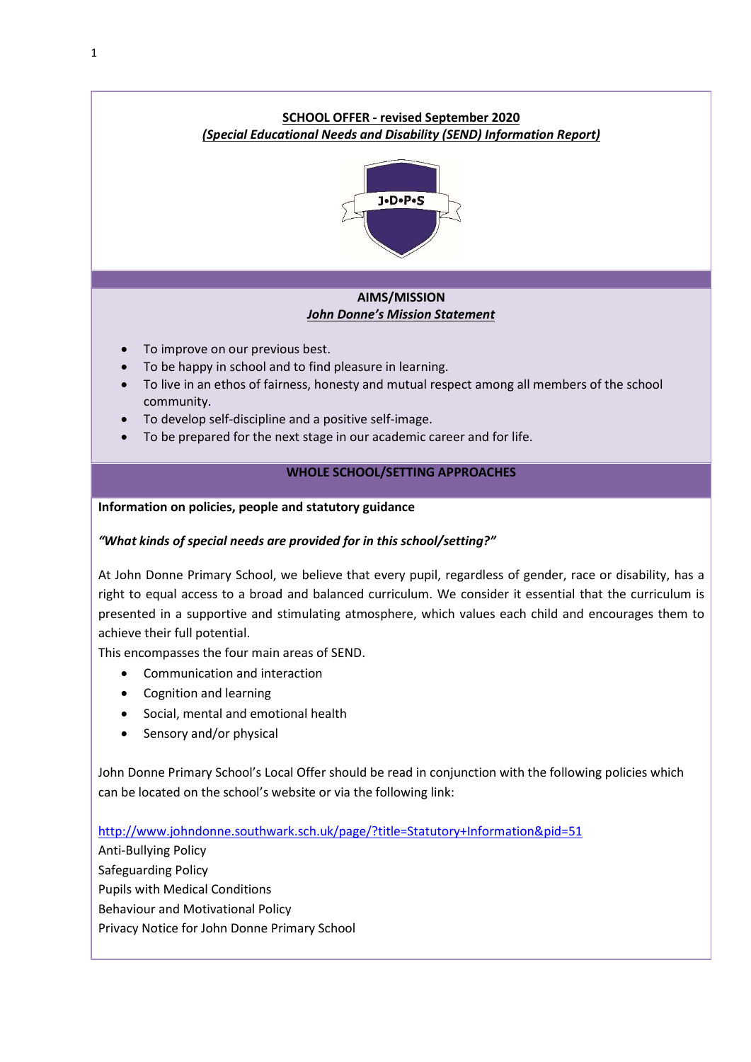# SCHOOL OFFER - revised September 2020

***(Special Educational Needs and Disability (SEND) Information Report)***

## AIMS/MISSION

***John Donne's Mission Statement***

- To improve on our previous best.
- To be happy in school and to find pleasure in learning.
- To live in an ethos of fairness, honesty and mutual respect among all members of the school community.
- To develop self-discipline and a positive self-image.
- To be prepared for the next stage in our academic career and for life.

## WHOLE SCHOOL/SETTING APPROACHES

**Information on policies, people and statutory guidance**

***"What kinds of special needs are provided for in this school/setting?"***

At John Donne Primary School, we believe that every pupil, regardless of gender, race or disability, has a right to equal access to a broad and balanced curriculum. We consider it essential that the curriculum is presented in a supportive and stimulating atmosphere, which values each child and encourages them to achieve their full potential.

This encompasses the four main areas of SEND.

- Communication and interaction
- Cognition and learning
- Social, mental and emotional health
- Sensory and/or physical

John Donne Primary School's Local Offer should be read in conjunction with the following policies which can be located on the school's website or via the following link:

http://www.johndonne.southwark.sch.uk/page/?title=Statutory+Information&pid=51

Anti-Bullying Policy
Safeguarding Policy
Pupils with Medical Conditions
Behaviour and Motivational Policy
Privacy Notice for John Donne Primary School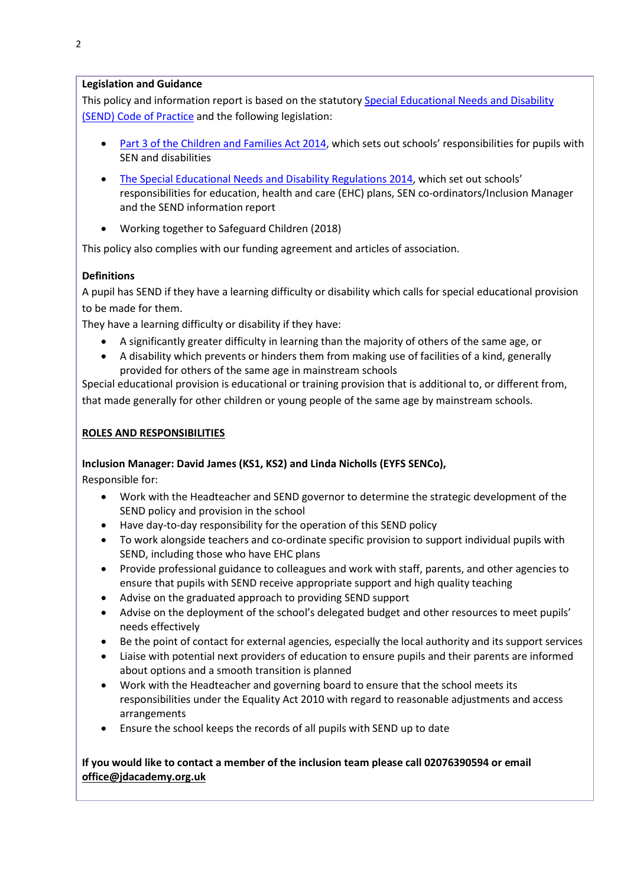**Legislation and Guidance**

This policy and information report is based on the statutory [Special Educational Needs and Disability (SEND) Code of Practice] and the following legislation:

- [Part 3 of the Children and Families Act 2014], which sets out schools' responsibilities for pupils with SEN and disabilities
- [The Special Educational Needs and Disability Regulations 2014], which set out schools' responsibilities for education, health and care (EHC) plans, SEN co-ordinators/Inclusion Manager and the SEND information report
- Working together to Safeguard Children (2018)

This policy also complies with our funding agreement and articles of association.

**Definitions**

A pupil has SEND if they have a learning difficulty or disability which calls for special educational provision to be made for them.

They have a learning difficulty or disability if they have:

- A significantly greater difficulty in learning than the majority of others of the same age, or
- A disability which prevents or hinders them from making use of facilities of a kind, generally provided for others of the same age in mainstream schools

Special educational provision is educational or training provision that is additional to, or different from, that made generally for other children or young people of the same age by mainstream schools.

## ROLES AND RESPONSIBILITIES

**Inclusion Manager: David James (KS1, KS2) and Linda Nicholls (EYFS SENCo),**

Responsible for:

- Work with the Headteacher and SEND governor to determine the strategic development of the SEND policy and provision in the school
- Have day-to-day responsibility for the operation of this SEND policy
- To work alongside teachers and co-ordinate specific provision to support individual pupils with SEND, including those who have EHC plans
- Provide professional guidance to colleagues and work with staff, parents, and other agencies to ensure that pupils with SEND receive appropriate support and high quality teaching
- Advise on the graduated approach to providing SEND support
- Advise on the deployment of the school's delegated budget and other resources to meet pupils' needs effectively
- Be the point of contact for external agencies, especially the local authority and its support services
- Liaise with potential next providers of education to ensure pupils and their parents are informed about options and a smooth transition is planned
- Work with the Headteacher and governing board to ensure that the school meets its responsibilities under the Equality Act 2010 with regard to reasonable adjustments and access arrangements
- Ensure the school keeps the records of all pupils with SEND up to date

**If you would like to contact a member of the inclusion team please call 02076390594 or email office@jdacademy.org.uk**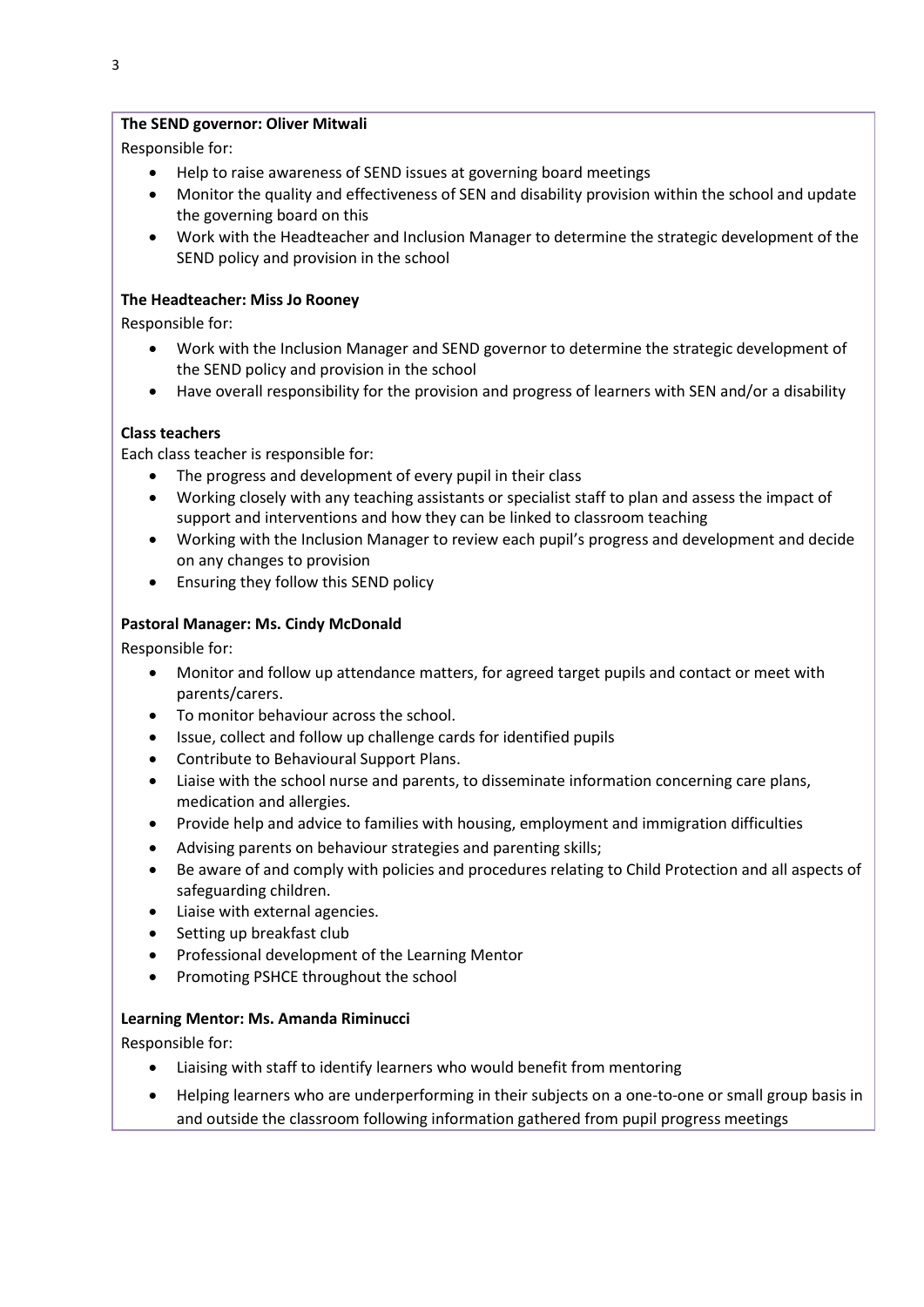**The SEND governor: Oliver Mitwali**

Responsible for:

- Help to raise awareness of SEND issues at governing board meetings
- Monitor the quality and effectiveness of SEN and disability provision within the school and update the governing board on this
- Work with the Headteacher and Inclusion Manager to determine the strategic development of the SEND policy and provision in the school

**The Headteacher: Miss Jo Rooney**

Responsible for:

- Work with the Inclusion Manager and SEND governor to determine the strategic development of the SEND policy and provision in the school
- Have overall responsibility for the provision and progress of learners with SEN and/or a disability

**Class teachers**

Each class teacher is responsible for:

- The progress and development of every pupil in their class
- Working closely with any teaching assistants or specialist staff to plan and assess the impact of support and interventions and how they can be linked to classroom teaching
- Working with the Inclusion Manager to review each pupil's progress and development and decide on any changes to provision
- Ensuring they follow this SEND policy

**Pastoral Manager: Ms. Cindy McDonald**

Responsible for:

- Monitor and follow up attendance matters, for agreed target pupils and contact or meet with parents/carers.
- To monitor behaviour across the school.
- Issue, collect and follow up challenge cards for identified pupils
- Contribute to Behavioural Support Plans.
- Liaise with the school nurse and parents, to disseminate information concerning care plans, medication and allergies.
- Provide help and advice to families with housing, employment and immigration difficulties
- Advising parents on behaviour strategies and parenting skills;
- Be aware of and comply with policies and procedures relating to Child Protection and all aspects of safeguarding children.
- Liaise with external agencies.
- Setting up breakfast club
- Professional development of the Learning Mentor
- Promoting PSHCE throughout the school

**Learning Mentor: Ms. Amanda Riminucci**

Responsible for:

- Liaising with staff to identify learners who would benefit from mentoring
- Helping learners who are underperforming in their subjects on a one-to-one or small group basis in and outside the classroom following information gathered from pupil progress meetings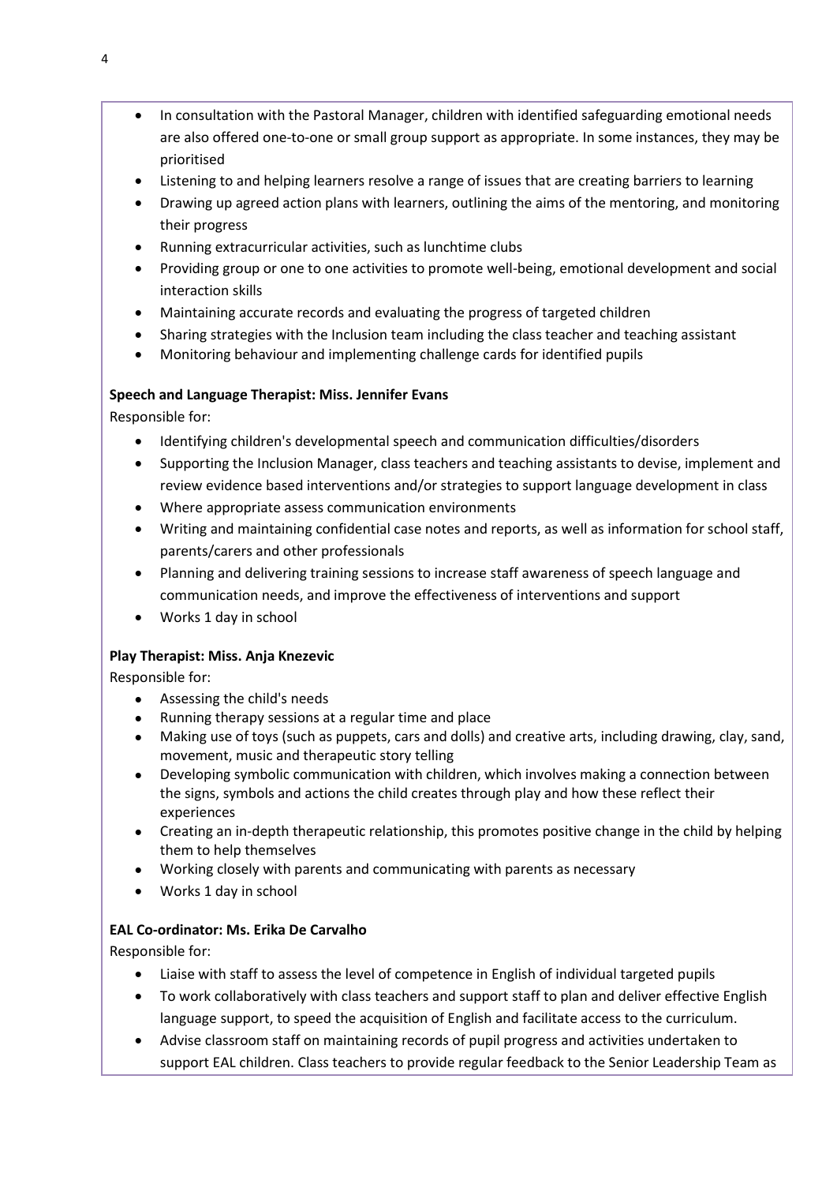- In consultation with the Pastoral Manager, children with identified safeguarding emotional needs are also offered one-to-one or small group support as appropriate. In some instances, they may be prioritised
- Listening to and helping learners resolve a range of issues that are creating barriers to learning
- Drawing up agreed action plans with learners, outlining the aims of the mentoring, and monitoring their progress
- Running extracurricular activities, such as lunchtime clubs
- Providing group or one to one activities to promote well-being, emotional development and social interaction skills
- Maintaining accurate records and evaluating the progress of targeted children
- Sharing strategies with the Inclusion team including the class teacher and teaching assistant
- Monitoring behaviour and implementing challenge cards for identified pupils

**Speech and Language Therapist: Miss. Jennifer Evans**

Responsible for:

- Identifying children's developmental speech and communication difficulties/disorders
- Supporting the Inclusion Manager, class teachers and teaching assistants to devise, implement and review evidence based interventions and/or strategies to support language development in class
- Where appropriate assess communication environments
- Writing and maintaining confidential case notes and reports, as well as information for school staff, parents/carers and other professionals
- Planning and delivering training sessions to increase staff awareness of speech language and communication needs, and improve the effectiveness of interventions and support
- Works 1 day in school

**Play Therapist: Miss. Anja Knezevic**

Responsible for:

- Assessing the child's needs
- Running therapy sessions at a regular time and place
- Making use of toys (such as puppets, cars and dolls) and creative arts, including drawing, clay, sand, movement, music and therapeutic story telling
- Developing symbolic communication with children, which involves making a connection between the signs, symbols and actions the child creates through play and how these reflect their experiences
- Creating an in-depth therapeutic relationship, this promotes positive change in the child by helping them to help themselves
- Working closely with parents and communicating with parents as necessary
- Works 1 day in school

**EAL Co-ordinator: Ms. Erika De Carvalho**

Responsible for:

- Liaise with staff to assess the level of competence in English of individual targeted pupils
- To work collaboratively with class teachers and support staff to plan and deliver effective English language support, to speed the acquisition of English and facilitate access to the curriculum.
- Advise classroom staff on maintaining records of pupil progress and activities undertaken to support EAL children. Class teachers to provide regular feedback to the Senior Leadership Team as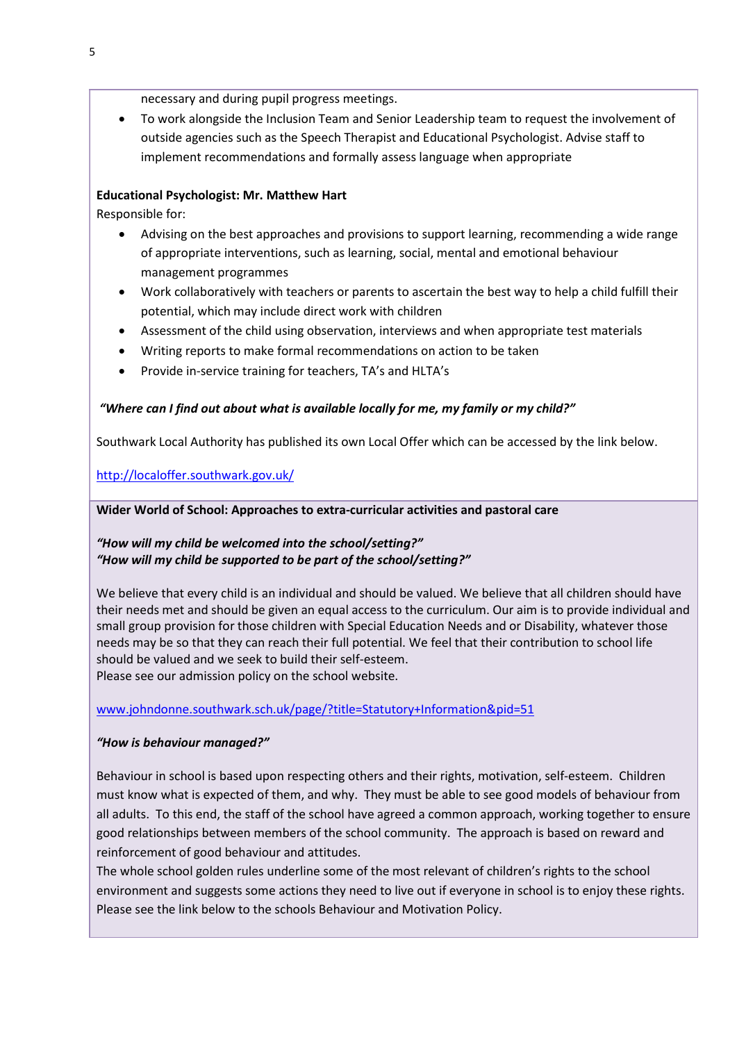necessary and during pupil progress meetings.

- To work alongside the Inclusion Team and Senior Leadership team to request the involvement of outside agencies such as the Speech Therapist and Educational Psychologist. Advise staff to implement recommendations and formally assess language when appropriate

**Educational Psychologist: Mr. Matthew Hart**

Responsible for:

- Advising on the best approaches and provisions to support learning, recommending a wide range of appropriate interventions, such as learning, social, mental and emotional behaviour management programmes
- Work collaboratively with teachers or parents to ascertain the best way to help a child fulfill their potential, which may include direct work with children
- Assessment of the child using observation, interviews and when appropriate test materials
- Writing reports to make formal recommendations on action to be taken
- Provide in-service training for teachers, TA's and HLTA's

***"Where can I find out about what is available locally for me, my family or my child?"***

Southwark Local Authority has published its own Local Offer which can be accessed by the link below.

http://localoffer.southwark.gov.uk/

**Wider World of School: Approaches to extra-curricular activities and pastoral care**

***"How will my child be welcomed into the school/setting?"***
***"How will my child be supported to be part of the school/setting?"***

We believe that every child is an individual and should be valued. We believe that all children should have their needs met and should be given an equal access to the curriculum. Our aim is to provide individual and small group provision for those children with Special Education Needs and or Disability, whatever those needs may be so that they can reach their full potential. We feel that their contribution to school life should be valued and we seek to build their self-esteem.
Please see our admission policy on the school website.

www.johndonne.southwark.sch.uk/page/?title=Statutory+Information&pid=51

***"How is behaviour managed?"***

Behaviour in school is based upon respecting others and their rights, motivation, self-esteem. Children must know what is expected of them, and why. They must be able to see good models of behaviour from all adults. To this end, the staff of the school have agreed a common approach, working together to ensure good relationships between members of the school community. The approach is based on reward and reinforcement of good behaviour and attitudes.
The whole school golden rules underline some of the most relevant of children's rights to the school environment and suggests some actions they need to live out if everyone in school is to enjoy these rights.
Please see the link below to the schools Behaviour and Motivation Policy.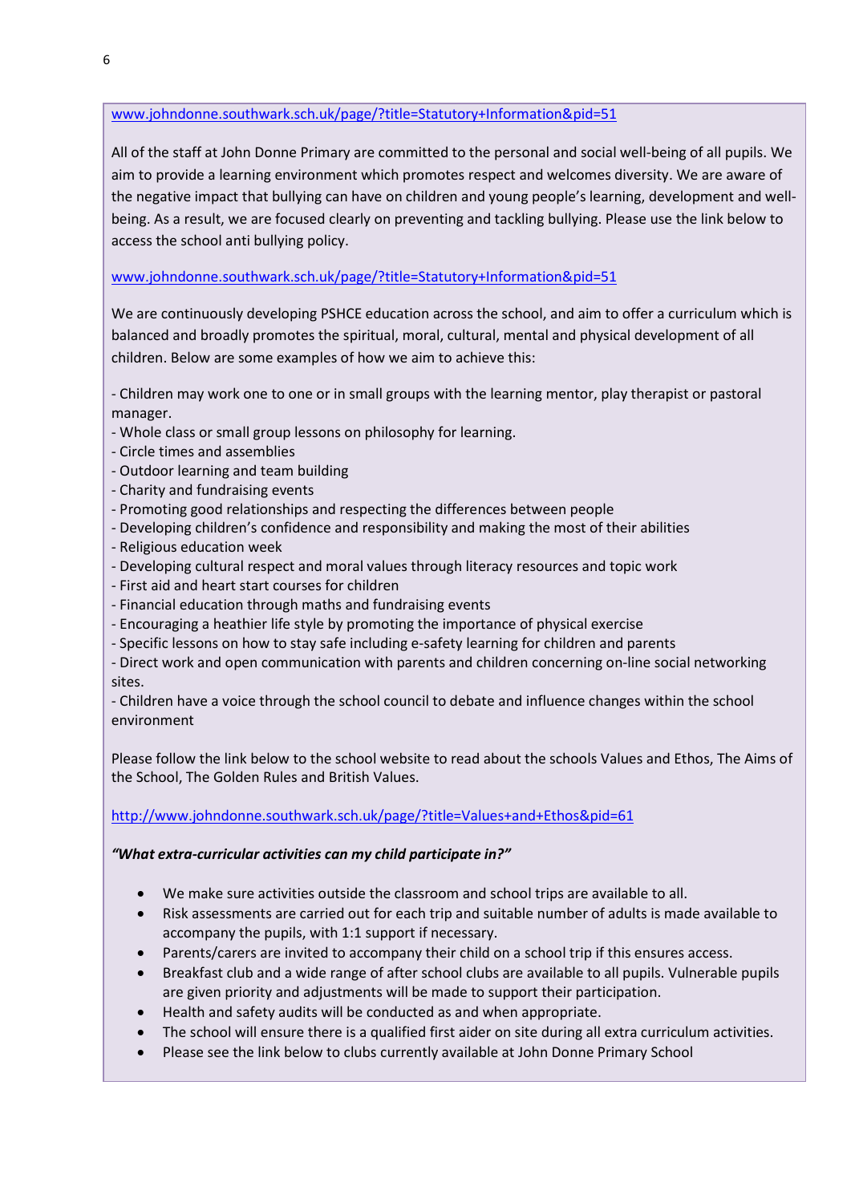www.johndonne.southwark.sch.uk/page/?title=Statutory+Information&pid=51

All of the staff at John Donne Primary are committed to the personal and social well-being of all pupils. We aim to provide a learning environment which promotes respect and welcomes diversity. We are aware of the negative impact that bullying can have on children and young people's learning, development and well-being. As a result, we are focused clearly on preventing and tackling bullying. Please use the link below to access the school anti bullying policy.

www.johndonne.southwark.sch.uk/page/?title=Statutory+Information&pid=51

We are continuously developing PSHCE education across the school, and aim to offer a curriculum which is balanced and broadly promotes the spiritual, moral, cultural, mental and physical development of all children. Below are some examples of how we aim to achieve this:

- Children may work one to one or in small groups with the learning mentor, play therapist or pastoral manager.
- Whole class or small group lessons on philosophy for learning.
- Circle times and assemblies
- Outdoor learning and team building
- Charity and fundraising events
- Promoting good relationships and respecting the differences between people
- Developing children's confidence and responsibility and making the most of their abilities
- Religious education week
- Developing cultural respect and moral values through literacy resources and topic work
- First aid and heart start courses for children
- Financial education through maths and fundraising events
- Encouraging a heathier life style by promoting the importance of physical exercise
- Specific lessons on how to stay safe including e-safety learning for children and parents
- Direct work and open communication with parents and children concerning on-line social networking sites.
- Children have a voice through the school council to debate and influence changes within the school environment

Please follow the link below to the school website to read about the schools Values and Ethos, The Aims of the School, The Golden Rules and British Values.

http://www.johndonne.southwark.sch.uk/page/?title=Values+and+Ethos&pid=61

***"What extra-curricular activities can my child participate in?"***

- We make sure activities outside the classroom and school trips are available to all.
- Risk assessments are carried out for each trip and suitable number of adults is made available to accompany the pupils, with 1:1 support if necessary.
- Parents/carers are invited to accompany their child on a school trip if this ensures access.
- Breakfast club and a wide range of after school clubs are available to all pupils. Vulnerable pupils are given priority and adjustments will be made to support their participation.
- Health and safety audits will be conducted as and when appropriate.
- The school will ensure there is a qualified first aider on site during all extra curriculum activities.
- Please see the link below to clubs currently available at John Donne Primary School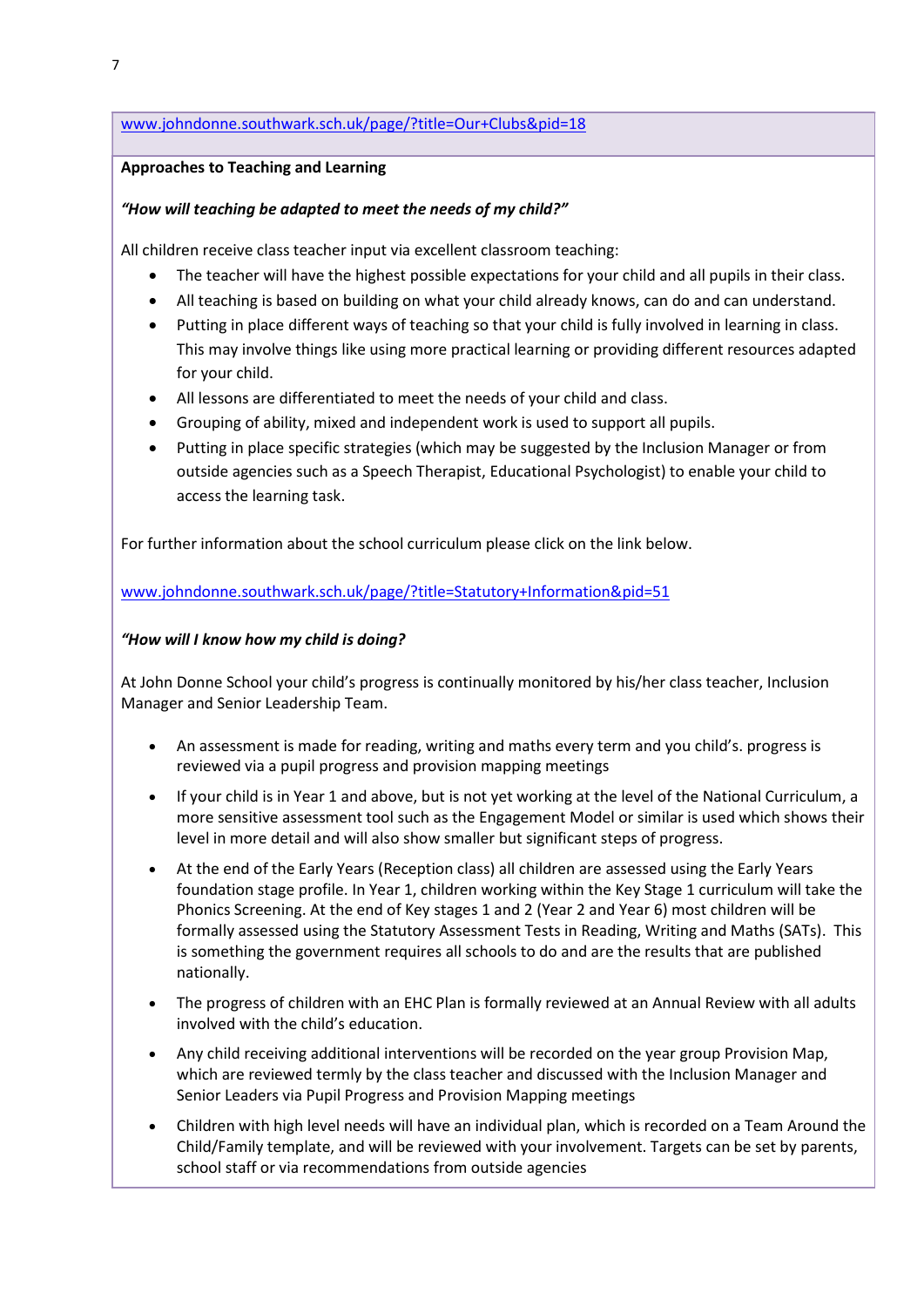www.johndonne.southwark.sch.uk/page/?title=Our+Clubs&pid=18

**Approaches to Teaching and Learning**

***"How will teaching be adapted to meet the needs of my child?"***

All children receive class teacher input via excellent classroom teaching:

- The teacher will have the highest possible expectations for your child and all pupils in their class.
- All teaching is based on building on what your child already knows, can do and can understand.
- Putting in place different ways of teaching so that your child is fully involved in learning in class. This may involve things like using more practical learning or providing different resources adapted for your child.
- All lessons are differentiated to meet the needs of your child and class.
- Grouping of ability, mixed and independent work is used to support all pupils.
- Putting in place specific strategies (which may be suggested by the Inclusion Manager or from outside agencies such as a Speech Therapist, Educational Psychologist) to enable your child to access the learning task.

For further information about the school curriculum please click on the link below.

www.johndonne.southwark.sch.uk/page/?title=Statutory+Information&pid=51

***"How will I know how my child is doing?***

At John Donne School your child's progress is continually monitored by his/her class teacher, Inclusion Manager and Senior Leadership Team.

- An assessment is made for reading, writing and maths every term and you child's. progress is reviewed via a pupil progress and provision mapping meetings
- If your child is in Year 1 and above, but is not yet working at the level of the National Curriculum, a more sensitive assessment tool such as the Engagement Model or similar is used which shows their level in more detail and will also show smaller but significant steps of progress.
- At the end of the Early Years (Reception class) all children are assessed using the Early Years foundation stage profile. In Year 1, children working within the Key Stage 1 curriculum will take the Phonics Screening. At the end of Key stages 1 and 2 (Year 2 and Year 6) most children will be formally assessed using the Statutory Assessment Tests in Reading, Writing and Maths (SATs). This is something the government requires all schools to do and are the results that are published nationally.
- The progress of children with an EHC Plan is formally reviewed at an Annual Review with all adults involved with the child's education.
- Any child receiving additional interventions will be recorded on the year group Provision Map, which are reviewed termly by the class teacher and discussed with the Inclusion Manager and Senior Leaders via Pupil Progress and Provision Mapping meetings
- Children with high level needs will have an individual plan, which is recorded on a Team Around the Child/Family template, and will be reviewed with your involvement. Targets can be set by parents, school staff or via recommendations from outside agencies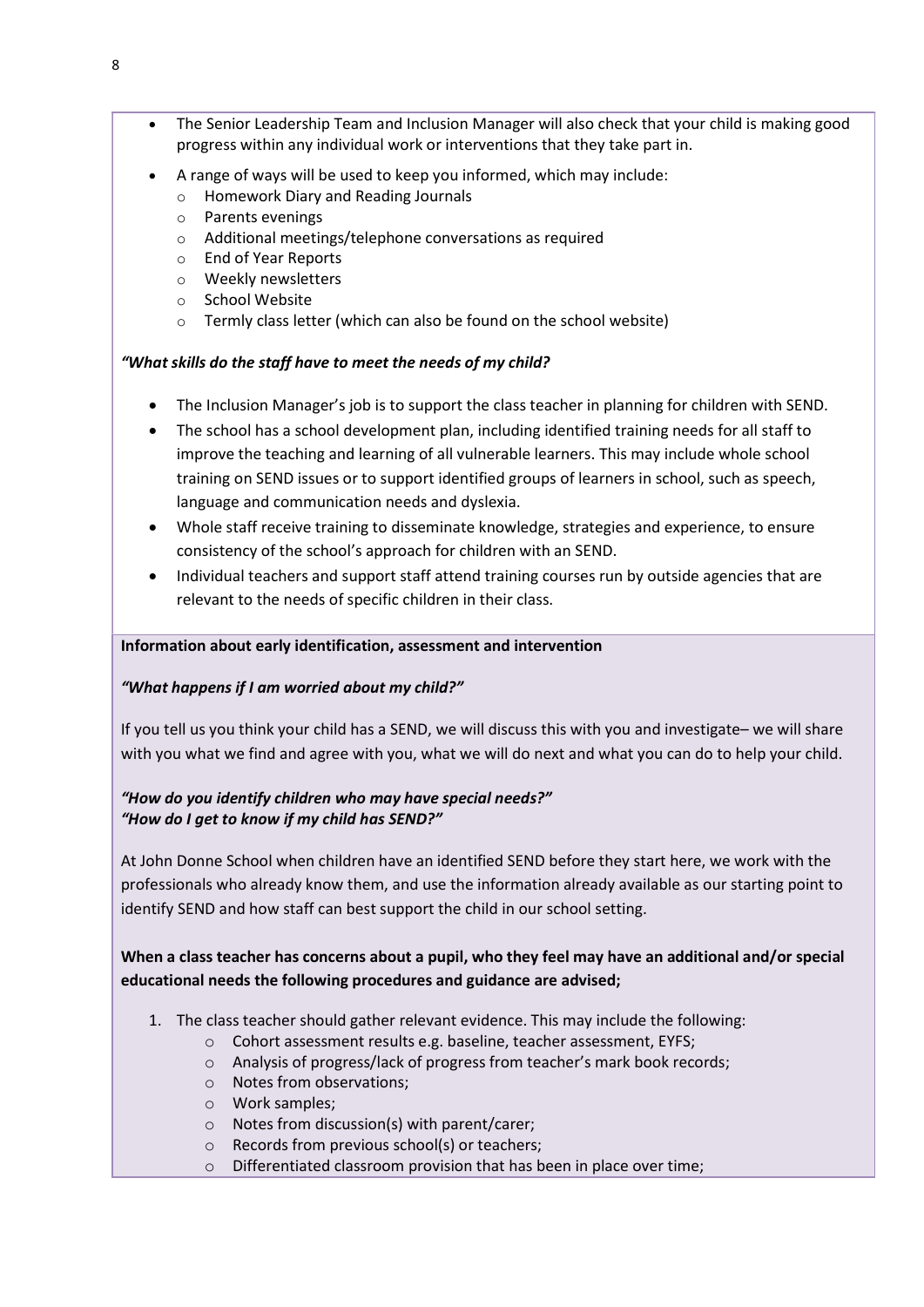- The Senior Leadership Team and Inclusion Manager will also check that your child is making good progress within any individual work or interventions that they take part in.
- A range of ways will be used to keep you informed, which may include:
  - Homework Diary and Reading Journals
  - Parents evenings
  - Additional meetings/telephone conversations as required
  - End of Year Reports
  - Weekly newsletters
  - School Website
  - Termly class letter (which can also be found on the school website)

***"What skills do the staff have to meet the needs of my child?***

- The Inclusion Manager's job is to support the class teacher in planning for children with SEND.
- The school has a school development plan, including identified training needs for all staff to improve the teaching and learning of all vulnerable learners. This may include whole school training on SEND issues or to support identified groups of learners in school, such as speech, language and communication needs and dyslexia.
- Whole staff receive training to disseminate knowledge, strategies and experience, to ensure consistency of the school's approach for children with an SEND.
- Individual teachers and support staff attend training courses run by outside agencies that are relevant to the needs of specific children in their class.

**Information about early identification, assessment and intervention**

***"What happens if I am worried about my child?"***

If you tell us you think your child has a SEND, we will discuss this with you and investigate– we will share with you what we find and agree with you, what we will do next and what you can do to help your child.

***"How do you identify children who may have special needs?"***
***"How do I get to know if my child has SEND?"***

At John Donne School when children have an identified SEND before they start here, we work with the professionals who already know them, and use the information already available as our starting point to identify SEND and how staff can best support the child in our school setting.

**When a class teacher has concerns about a pupil, who they feel may have an additional and/or special educational needs the following procedures and guidance are advised;**

1. The class teacher should gather relevant evidence. This may include the following:
   - Cohort assessment results e.g. baseline, teacher assessment, EYFS;
   - Analysis of progress/lack of progress from teacher's mark book records;
   - Notes from observations;
   - Work samples;
   - Notes from discussion(s) with parent/carer;
   - Records from previous school(s) or teachers;
   - Differentiated classroom provision that has been in place over time;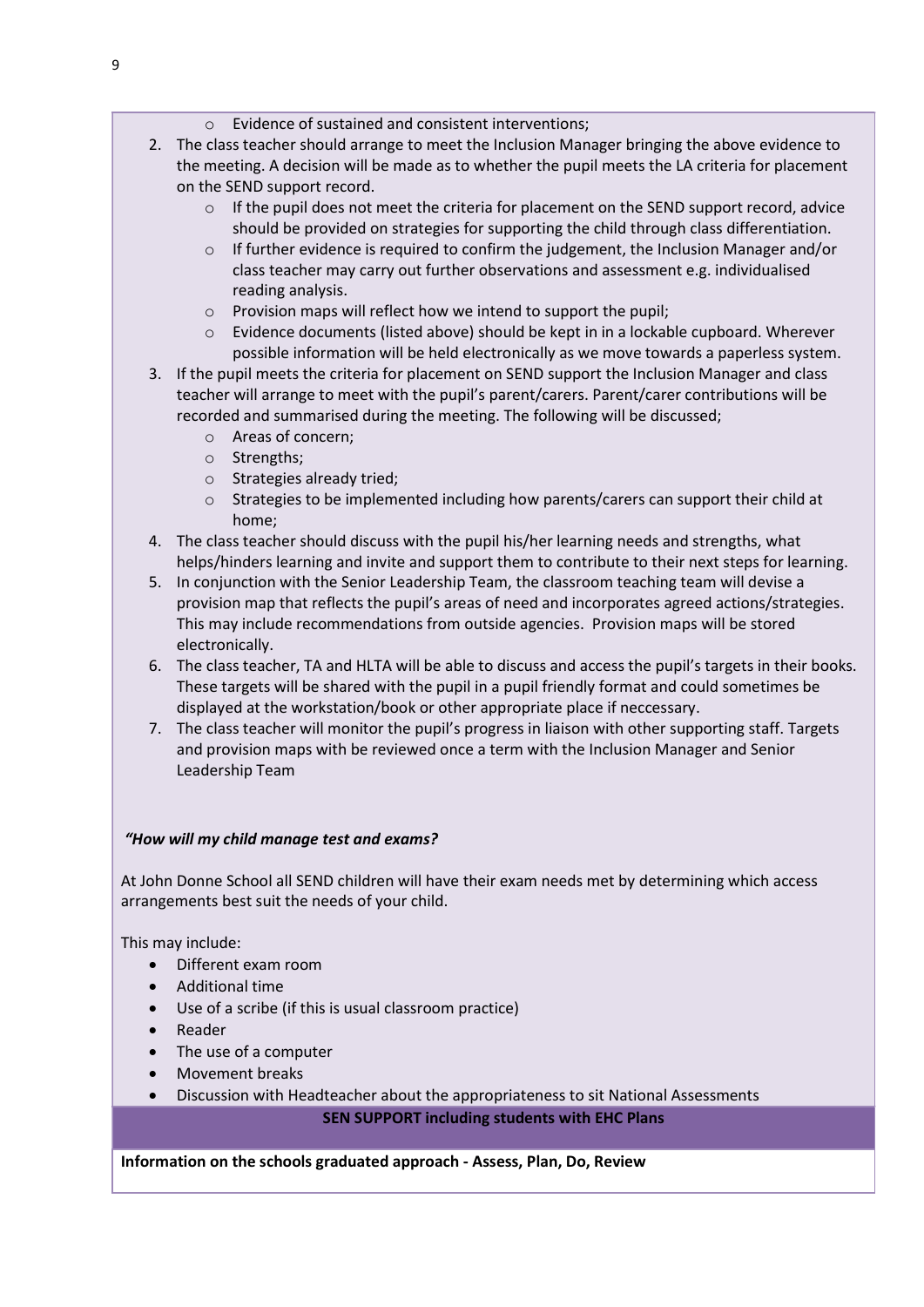- Evidence of sustained and consistent interventions;

2. The class teacher should arrange to meet the Inclusion Manager bringing the above evidence to the meeting. A decision will be made as to whether the pupil meets the LA criteria for placement on the SEND support record.
   - If the pupil does not meet the criteria for placement on the SEND support record, advice should be provided on strategies for supporting the child through class differentiation.
   - If further evidence is required to confirm the judgement, the Inclusion Manager and/or class teacher may carry out further observations and assessment e.g. individualised reading analysis.
   - Provision maps will reflect how we intend to support the pupil;
   - Evidence documents (listed above) should be kept in in a lockable cupboard. Wherever possible information will be held electronically as we move towards a paperless system.
3. If the pupil meets the criteria for placement on SEND support the Inclusion Manager and class teacher will arrange to meet with the pupil's parent/carers. Parent/carer contributions will be recorded and summarised during the meeting. The following will be discussed;
   - Areas of concern;
   - Strengths;
   - Strategies already tried;
   - Strategies to be implemented including how parents/carers can support their child at home;
4. The class teacher should discuss with the pupil his/her learning needs and strengths, what helps/hinders learning and invite and support them to contribute to their next steps for learning.
5. In conjunction with the Senior Leadership Team, the classroom teaching team will devise a provision map that reflects the pupil's areas of need and incorporates agreed actions/strategies. This may include recommendations from outside agencies. Provision maps will be stored electronically.
6. The class teacher, TA and HLTA will be able to discuss and access the pupil's targets in their books. These targets will be shared with the pupil in a pupil friendly format and could sometimes be displayed at the workstation/book or other appropriate place if neccessary.
7. The class teacher will monitor the pupil's progress in liaison with other supporting staff. Targets and provision maps with be reviewed once a term with the Inclusion Manager and Senior Leadership Team

***"How will my child manage test and exams?***

At John Donne School all SEND children will have their exam needs met by determining which access arrangements best suit the needs of your child.

This may include:

- Different exam room
- Additional time
- Use of a scribe (if this is usual classroom practice)
- Reader
- The use of a computer
- Movement breaks
- Discussion with Headteacher about the appropriateness to sit National Assessments

**SEN SUPPORT including students with EHC Plans**

**Information on the schools graduated approach - Assess, Plan, Do, Review**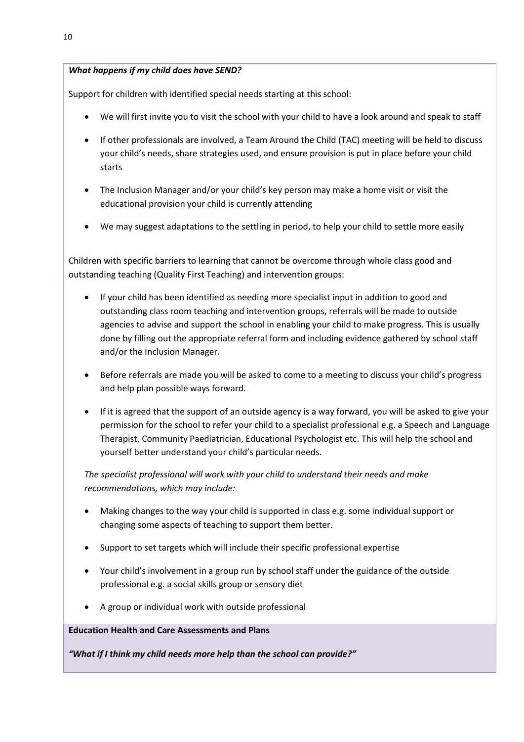***What happens if my child does have SEND?***

Support for children with identified special needs starting at this school:

- We will first invite you to visit the school with your child to have a look around and speak to staff
- If other professionals are involved, a Team Around the Child (TAC) meeting will be held to discuss your child's needs, share strategies used, and ensure provision is put in place before your child starts
- The Inclusion Manager and/or your child's key person may make a home visit or visit the educational provision your child is currently attending
- We may suggest adaptations to the settling in period, to help your child to settle more easily

Children with specific barriers to learning that cannot be overcome through whole class good and outstanding teaching (Quality First Teaching) and intervention groups:

- If your child has been identified as needing more specialist input in addition to good and outstanding class room teaching and intervention groups, referrals will be made to outside agencies to advise and support the school in enabling your child to make progress. This is usually done by filling out the appropriate referral form and including evidence gathered by school staff and/or the Inclusion Manager.
- Before referrals are made you will be asked to come to a meeting to discuss your child's progress and help plan possible ways forward.
- If it is agreed that the support of an outside agency is a way forward, you will be asked to give your permission for the school to refer your child to a specialist professional e.g. a Speech and Language Therapist, Community Paediatrician, Educational Psychologist etc. This will help the school and yourself better understand your child's particular needs.

*The specialist professional will work with your child to understand their needs and make recommendations, which may include:*

- Making changes to the way your child is supported in class e.g. some individual support or changing some aspects of teaching to support them better.
- Support to set targets which will include their specific professional expertise
- Your child's involvement in a group run by school staff under the guidance of the outside professional e.g. a social skills group or sensory diet
- A group or individual work with outside professional

**Education Health and Care Assessments and Plans**

***"What if I think my child needs more help than the school can provide?"***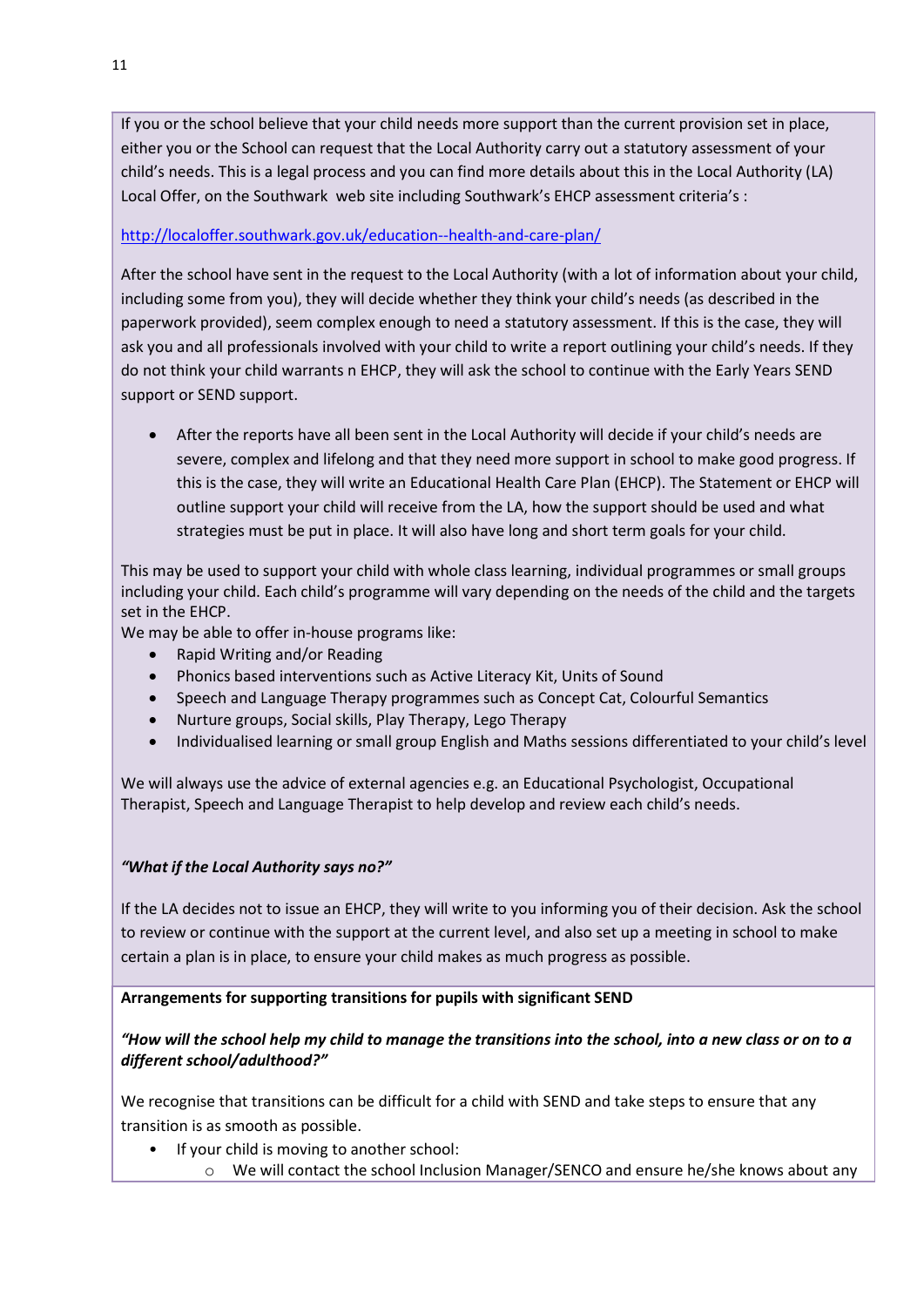If you or the school believe that your child needs more support than the current provision set in place, either you or the School can request that the Local Authority carry out a statutory assessment of your child's needs. This is a legal process and you can find more details about this in the Local Authority (LA) Local Offer, on the Southwark web site including Southwark's EHCP assessment criteria's :

http://localoffer.southwark.gov.uk/education--health-and-care-plan/

After the school have sent in the request to the Local Authority (with a lot of information about your child, including some from you), they will decide whether they think your child's needs (as described in the paperwork provided), seem complex enough to need a statutory assessment. If this is the case, they will ask you and all professionals involved with your child to write a report outlining your child's needs. If they do not think your child warrants n EHCP, they will ask the school to continue with the Early Years SEND support or SEND support.

- After the reports have all been sent in the Local Authority will decide if your child's needs are severe, complex and lifelong and that they need more support in school to make good progress. If this is the case, they will write an Educational Health Care Plan (EHCP). The Statement or EHCP will outline support your child will receive from the LA, how the support should be used and what strategies must be put in place. It will also have long and short term goals for your child.

This may be used to support your child with whole class learning, individual programmes or small groups including your child. Each child's programme will vary depending on the needs of the child and the targets set in the EHCP.
We may be able to offer in-house programs like:

- Rapid Writing and/or Reading
- Phonics based interventions such as Active Literacy Kit, Units of Sound
- Speech and Language Therapy programmes such as Concept Cat, Colourful Semantics
- Nurture groups, Social skills, Play Therapy, Lego Therapy
- Individualised learning or small group English and Maths sessions differentiated to your child's level

We will always use the advice of external agencies e.g. an Educational Psychologist, Occupational Therapist, Speech and Language Therapist to help develop and review each child's needs.

***"What if the Local Authority says no?"***

If the LA decides not to issue an EHCP, they will write to you informing you of their decision. Ask the school to review or continue with the support at the current level, and also set up a meeting in school to make certain a plan is in place, to ensure your child makes as much progress as possible.

**Arrangements for supporting transitions for pupils with significant SEND**

***"How will the school help my child to manage the transitions into the school, into a new class or on to a different school/adulthood?"***

We recognise that transitions can be difficult for a child with SEND and take steps to ensure that any transition is as smooth as possible.

- If your child is moving to another school:
  - We will contact the school Inclusion Manager/SENCO and ensure he/she knows about any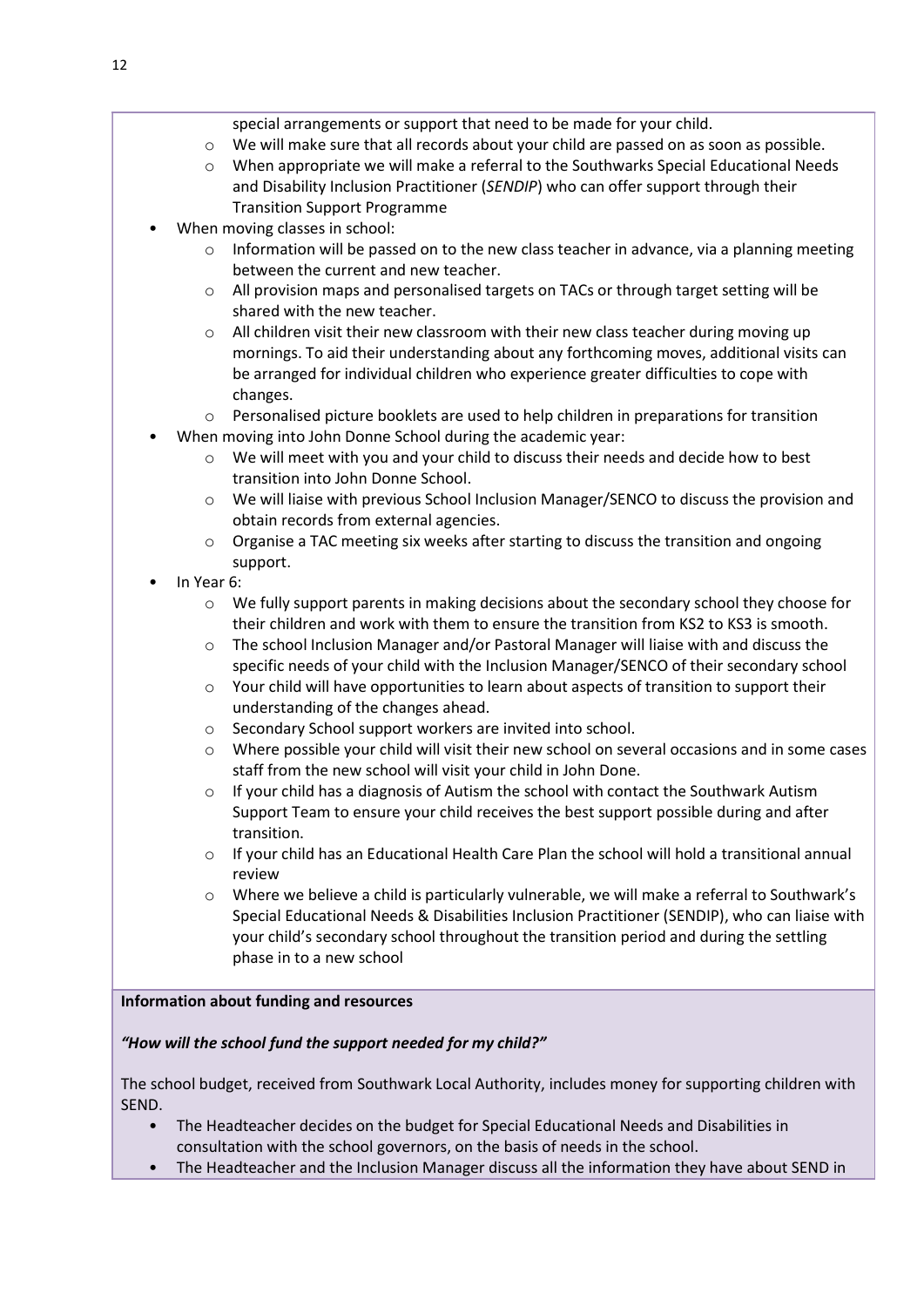special arrangements or support that need to be made for your child.
    - We will make sure that all records about your child are passed on as soon as possible.
    - When appropriate we will make a referral to the Southwarks Special Educational Needs and Disability Inclusion Practitioner (*SENDIP*) who can offer support through their Transition Support Programme
- When moving classes in school:
    - Information will be passed on to the new class teacher in advance, via a planning meeting between the current and new teacher.
    - All provision maps and personalised targets on TACs or through target setting will be shared with the new teacher.
    - All children visit their new classroom with their new class teacher during moving up mornings. To aid their understanding about any forthcoming moves, additional visits can be arranged for individual children who experience greater difficulties to cope with changes.
    - Personalised picture booklets are used to help children in preparations for transition
- When moving into John Donne School during the academic year:
    - We will meet with you and your child to discuss their needs and decide how to best transition into John Donne School.
    - We will liaise with previous School Inclusion Manager/SENCO to discuss the provision and obtain records from external agencies.
    - Organise a TAC meeting six weeks after starting to discuss the transition and ongoing support.
- In Year 6:
    - We fully support parents in making decisions about the secondary school they choose for their children and work with them to ensure the transition from KS2 to KS3 is smooth.
    - The school Inclusion Manager and/or Pastoral Manager will liaise with and discuss the specific needs of your child with the Inclusion Manager/SENCO of their secondary school
    - Your child will have opportunities to learn about aspects of transition to support their understanding of the changes ahead.
    - Secondary School support workers are invited into school.
    - Where possible your child will visit their new school on several occasions and in some cases staff from the new school will visit your child in John Done.
    - If your child has a diagnosis of Autism the school with contact the Southwark Autism Support Team to ensure your child receives the best support possible during and after transition.
    - If your child has an Educational Health Care Plan the school will hold a transitional annual review
    - Where we believe a child is particularly vulnerable, we will make a referral to Southwark's Special Educational Needs & Disabilities Inclusion Practitioner (SENDIP), who can liaise with your child's secondary school throughout the transition period and during the settling phase in to a new school

**Information about funding and resources**

***"How will the school fund the support needed for my child?"***

The school budget, received from Southwark Local Authority, includes money for supporting children with SEND.

- The Headteacher decides on the budget for Special Educational Needs and Disabilities in consultation with the school governors, on the basis of needs in the school.
- The Headteacher and the Inclusion Manager discuss all the information they have about SEND in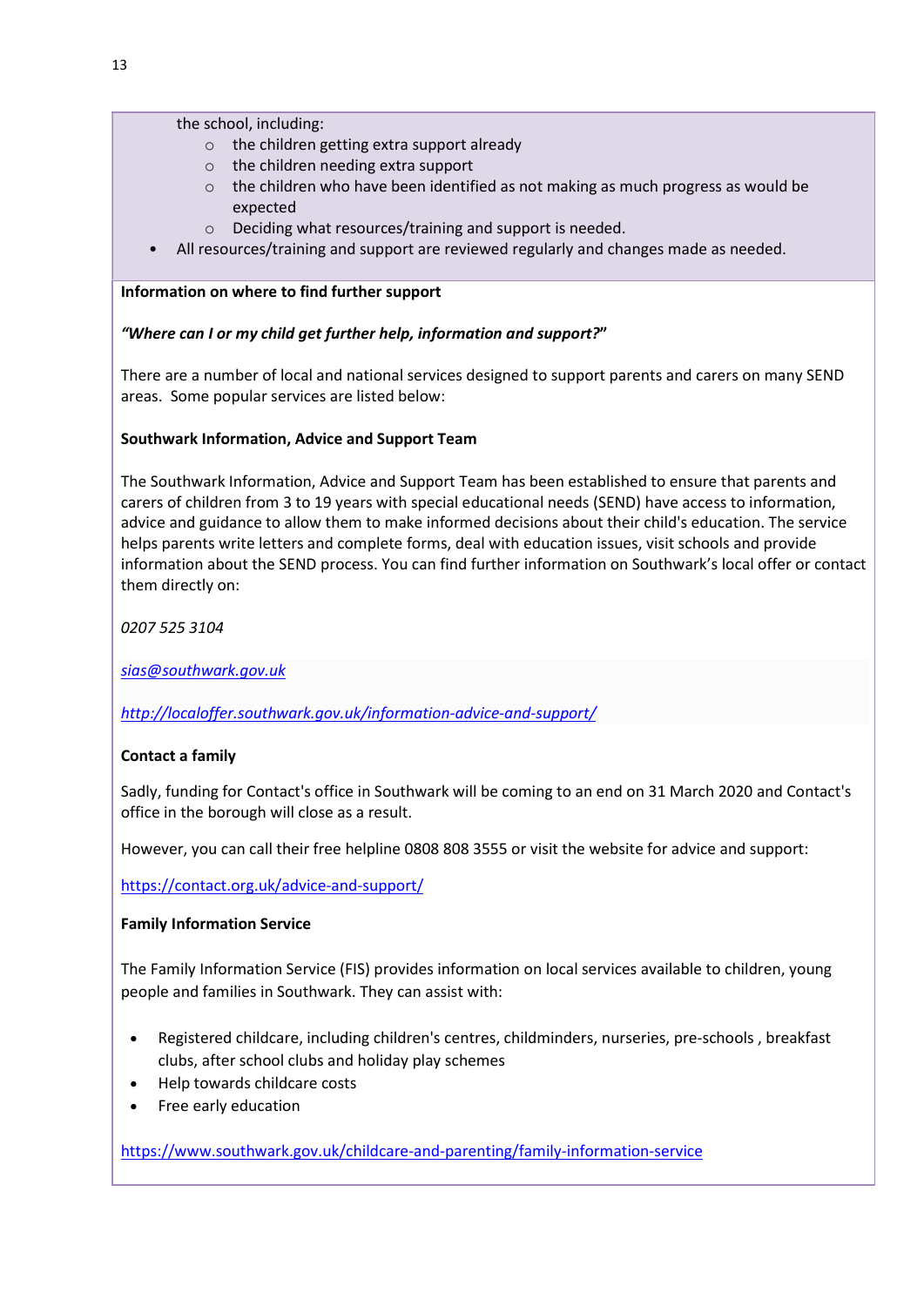the school, including:

- the children getting extra support already
- the children needing extra support
- the children who have been identified as not making as much progress as would be expected
- Deciding what resources/training and support is needed.

- All resources/training and support are reviewed regularly and changes made as needed.

**Information on where to find further support**

***"Where can I or my child get further help, information and support?"***

There are a number of local and national services designed to support parents and carers on many SEND areas. Some popular services are listed below:

**Southwark Information, Advice and Support Team**

The Southwark Information, Advice and Support Team has been established to ensure that parents and carers of children from 3 to 19 years with special educational needs (SEND) have access to information, advice and guidance to allow them to make informed decisions about their child's education. The service helps parents write letters and complete forms, deal with education issues, visit schools and provide information about the SEND process. You can find further information on Southwark's local offer or contact them directly on:

*0207 525 3104*

*sias@southwark.gov.uk*

*http://localoffer.southwark.gov.uk/information-advice-and-support/*

**Contact a family**

Sadly, funding for Contact's office in Southwark will be coming to an end on 31 March 2020 and Contact's office in the borough will close as a result.

However, you can call their free helpline 0808 808 3555 or visit the website for advice and support:

https://contact.org.uk/advice-and-support/

**Family Information Service**

The Family Information Service (FIS) provides information on local services available to children, young people and families in Southwark. They can assist with:

- Registered childcare, including children's centres, childminders, nurseries, pre-schools , breakfast clubs, after school clubs and holiday play schemes
- Help towards childcare costs
- Free early education

https://www.southwark.gov.uk/childcare-and-parenting/family-information-service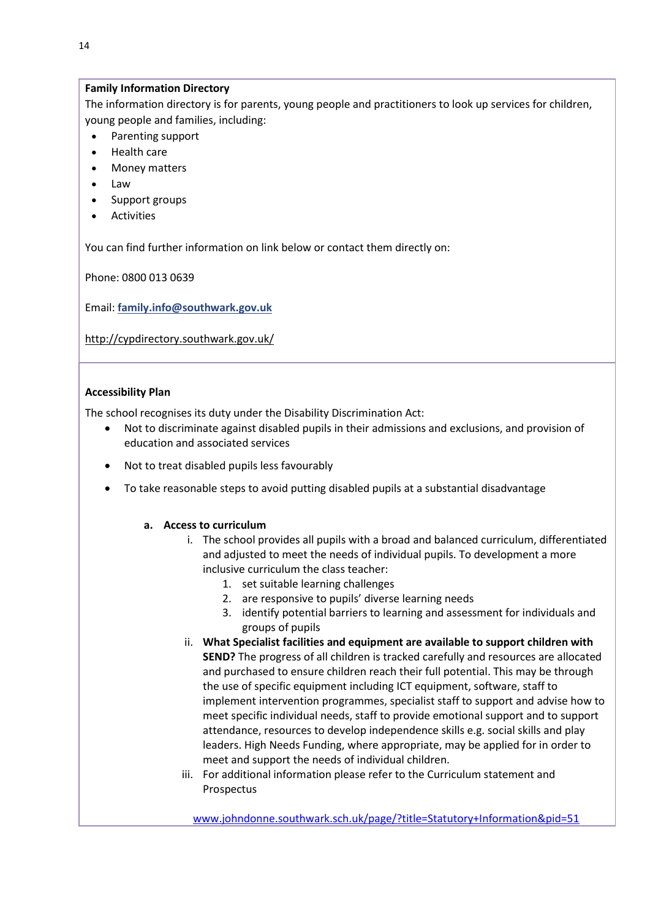**Family Information Directory**

The information directory is for parents, young people and practitioners to look up services for children, young people and families, including:

- Parenting support
- Health care
- Money matters
- Law
- Support groups
- Activities

You can find further information on link below or contact them directly on:

Phone: 0800 013 0639

Email: **family.info@southwark.gov.uk**

http://cypdirectory.southwark.gov.uk/

**Accessibility Plan**

The school recognises its duty under the Disability Discrimination Act:

- Not to discriminate against disabled pupils in their admissions and exclusions, and provision of education and associated services
- Not to treat disabled pupils less favourably
- To take reasonable steps to avoid putting disabled pupils at a substantial disadvantage

**a. Access to curriculum**

i. The school provides all pupils with a broad and balanced curriculum, differentiated and adjusted to meet the needs of individual pupils. To development a more inclusive curriculum the class teacher:
   1. set suitable learning challenges
   2. are responsive to pupils' diverse learning needs
   3. identify potential barriers to learning and assessment for individuals and groups of pupils

ii. **What Specialist facilities and equipment are available to support children with SEND?** The progress of all children is tracked carefully and resources are allocated and purchased to ensure children reach their full potential. This may be through the use of specific equipment including ICT equipment, software, staff to implement intervention programmes, specialist staff to support and advise how to meet specific individual needs, staff to provide emotional support and to support attendance, resources to develop independence skills e.g. social skills and play leaders. High Needs Funding, where appropriate, may be applied for in order to meet and support the needs of individual children.

iii. For additional information please refer to the Curriculum statement and Prospectus

www.johndonne.southwark.sch.uk/page/?title=Statutory+Information&pid=51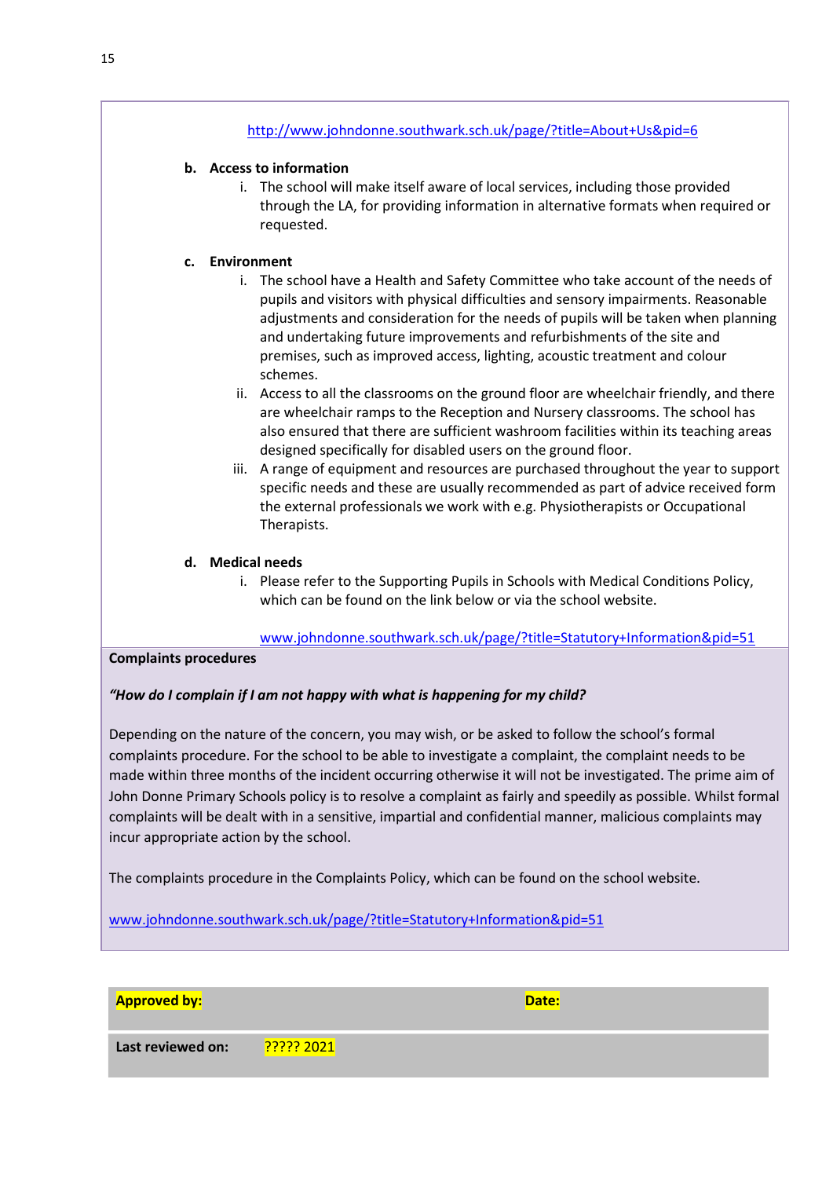http://www.johndonne.southwark.sch.uk/page/?title=About+Us&pid=6

**b. Access to information**

i. The school will make itself aware of local services, including those provided through the LA, for providing information in alternative formats when required or requested.

**c. Environment**

i. The school have a Health and Safety Committee who take account of the needs of pupils and visitors with physical difficulties and sensory impairments. Reasonable adjustments and consideration for the needs of pupils will be taken when planning and undertaking future improvements and refurbishments of the site and premises, such as improved access, lighting, acoustic treatment and colour schemes.

ii. Access to all the classrooms on the ground floor are wheelchair friendly, and there are wheelchair ramps to the Reception and Nursery classrooms. The school has also ensured that there are sufficient washroom facilities within its teaching areas designed specifically for disabled users on the ground floor.

iii. A range of equipment and resources are purchased throughout the year to support specific needs and these are usually recommended as part of advice received form the external professionals we work with e.g. Physiotherapists or Occupational Therapists.

**d. Medical needs**

i. Please refer to the Supporting Pupils in Schools with Medical Conditions Policy, which can be found on the link below or via the school website.

www.johndonne.southwark.sch.uk/page/?title=Statutory+Information&pid=51

**Complaints procedures**

***"How do I complain if I am not happy with what is happening for my child?***

Depending on the nature of the concern, you may wish, or be asked to follow the school's formal complaints procedure. For the school to be able to investigate a complaint, the complaint needs to be made within three months of the incident occurring otherwise it will not be investigated. The prime aim of John Donne Primary Schools policy is to resolve a complaint as fairly and speedily as possible. Whilst formal complaints will be dealt with in a sensitive, impartial and confidential manner, malicious complaints may incur appropriate action by the school.

The complaints procedure in the Complaints Policy, which can be found on the school website.

www.johndonne.southwark.sch.uk/page/?title=Statutory+Information&pid=51

| **Approved by:** | | **Date:** |
|---|---|---|
| **Last reviewed on:** | ????? 2021 | |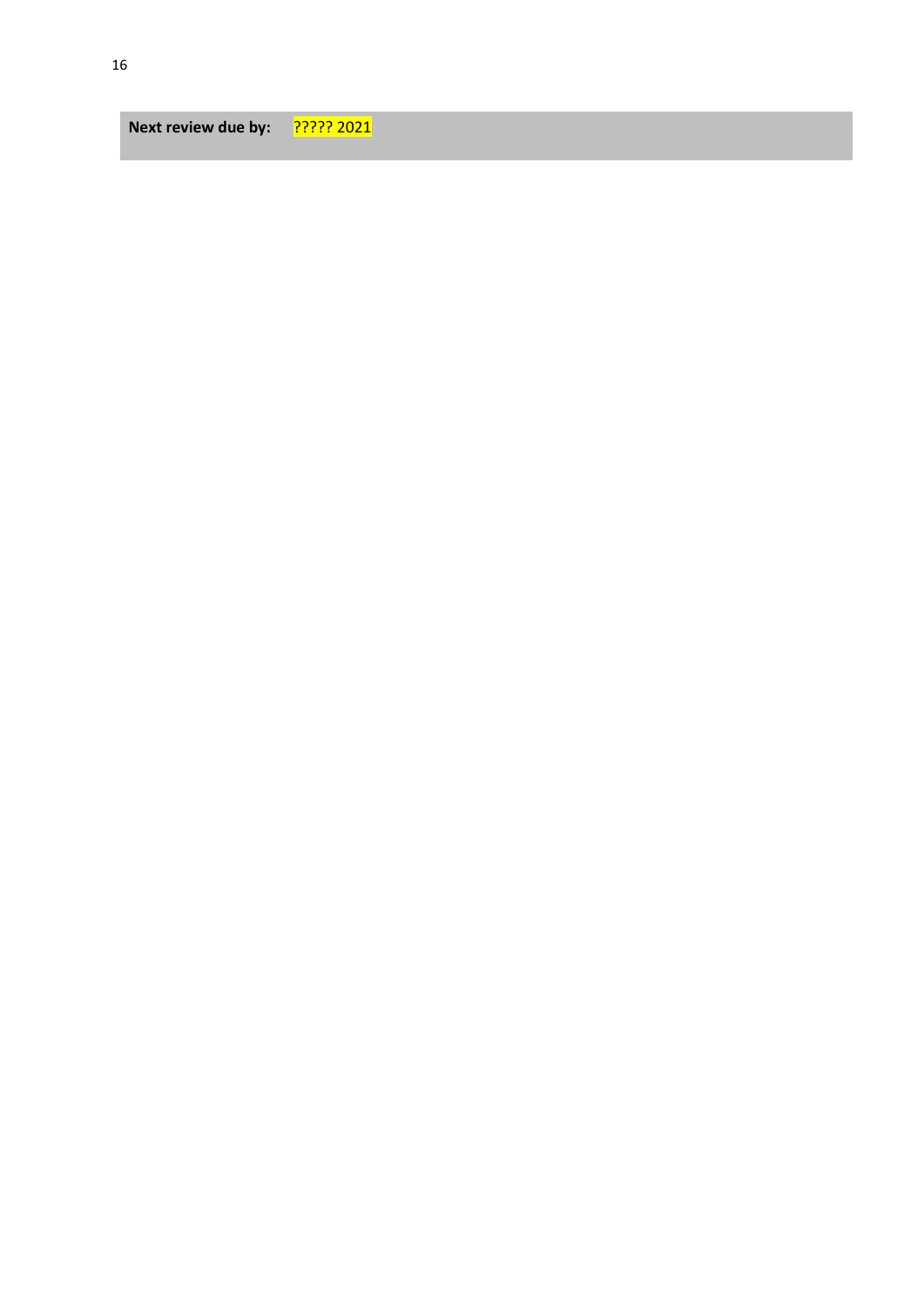**Next review due by:** ????? 2021